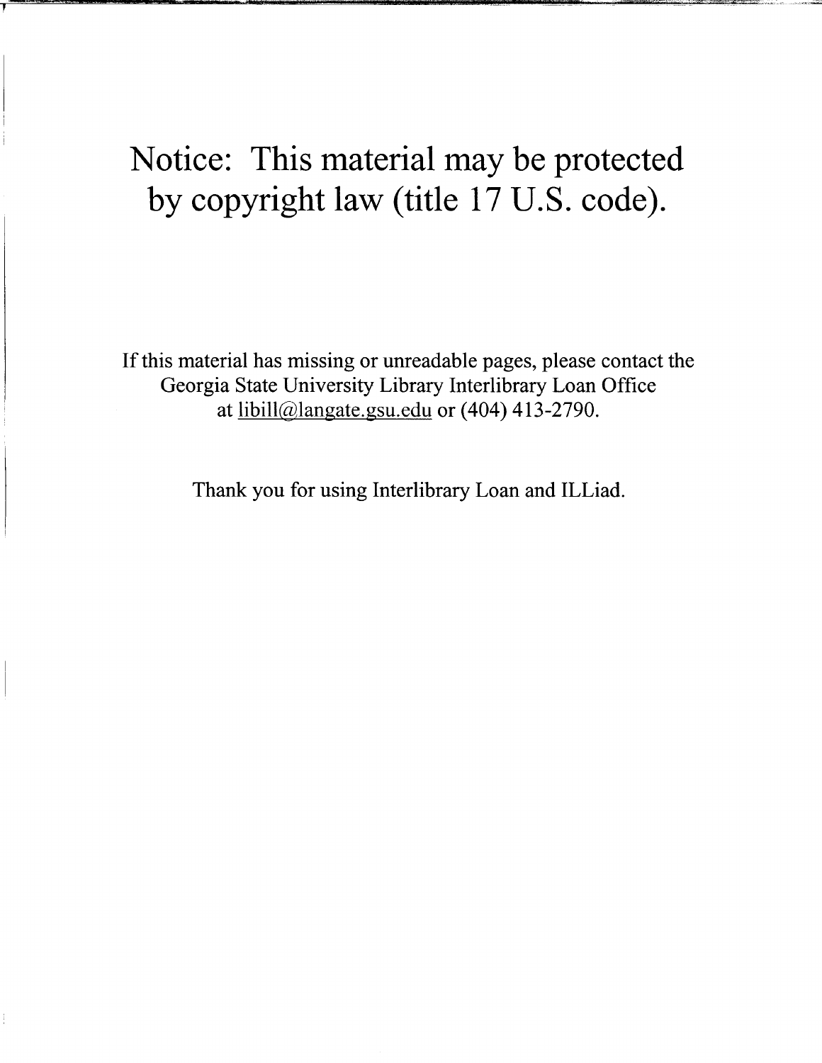# Notice: This material may be protected by copyright law (title 17 U.S. code).

If this material has missing or unreadable pages, please contact the Georgia State University Library Interlibrary Loan Office at libill@langate.gsu.edu or (404) 413-2790.

Thank you for using Interlibrary Loan and ILLiad.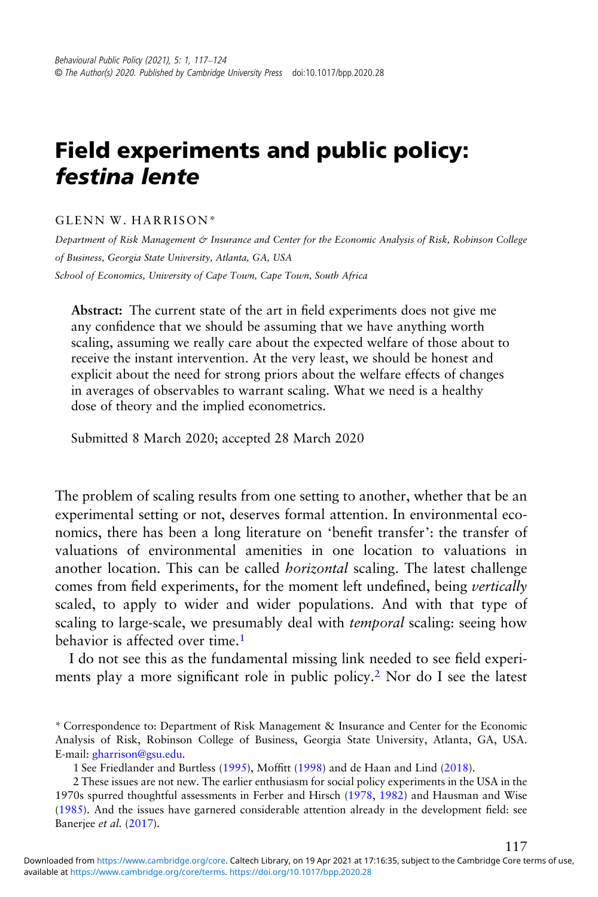Behavioural Public Policy (2021), 5: 1, 117–124
© The Author(s) 2020. Published by Cambridge University Press doi:10.1017/bpp.2020.28

# Field experiments and public policy: *festina lente*

GLENN W. HARRISON*

*Department of Risk Management & Insurance and Center for the Economic Analysis of Risk, Robinson College of Business, Georgia State University, Atlanta, GA, USA*

*School of Economics, University of Cape Town, Cape Town, South Africa*

**Abstract:** The current state of the art in field experiments does not give me any confidence that we should be assuming that we have anything worth scaling, assuming we really care about the expected welfare of those about to receive the instant intervention. At the very least, we should be honest and explicit about the need for strong priors about the welfare effects of changes in averages of observables to warrant scaling. What we need is a healthy dose of theory and the implied econometrics.

Submitted 8 March 2020; accepted 28 March 2020

The problem of scaling results from one setting to another, whether that be an experimental setting or not, deserves formal attention. In environmental economics, there has been a long literature on 'benefit transfer': the transfer of valuations of environmental amenities in one location to valuations in another location. This can be called *horizontal* scaling. The latest challenge comes from field experiments, for the moment left undefined, being *vertically* scaled, to apply to wider and wider populations. And with that type of scaling to large-scale, we presumably deal with *temporal* scaling: seeing how behavior is affected over time.[1]

I do not see this as the fundamental missing link needed to see field experiments play a more significant role in public policy.[2] Nor do I see the latest

* Correspondence to: Department of Risk Management & Insurance and Center for the Economic Analysis of Risk, Robinson College of Business, Georgia State University, Atlanta, GA, USA. E-mail: gharrison@gsu.edu.

1 See Friedlander and Burtless (1995), Moffitt (1998) and de Haan and Lind (2018).

2 These issues are not new. The earlier enthusiasm for social policy experiments in the USA in the 1970s spurred thoughtful assessments in Ferber and Hirsch (1978, 1982) and Hausman and Wise (1985). And the issues have garnered considerable attention already in the development field: see Banerjee *et al.* (2017).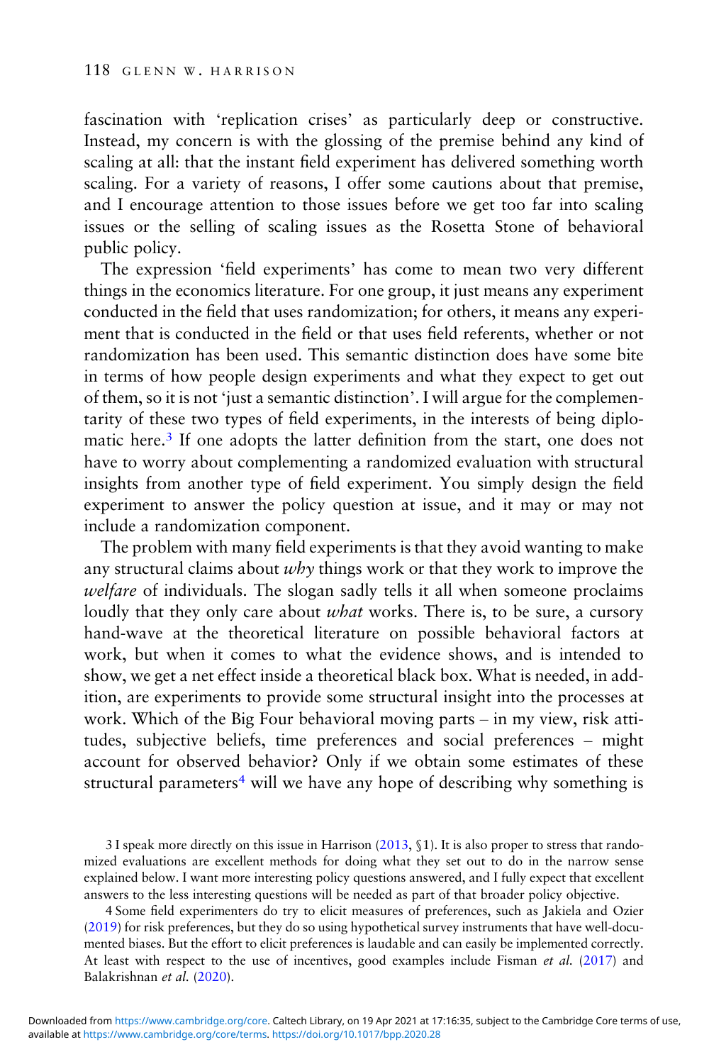fascination with 'replication crises' as particularly deep or constructive. Instead, my concern is with the glossing of the premise behind any kind of scaling at all: that the instant field experiment has delivered something worth scaling. For a variety of reasons, I offer some cautions about that premise, and I encourage attention to those issues before we get too far into scaling issues or the selling of scaling issues as the Rosetta Stone of behavioral public policy.

The expression 'field experiments' has come to mean two very different things in the economics literature. For one group, it just means any experiment conducted in the field that uses randomization; for others, it means any experiment that is conducted in the field or that uses field referents, whether or not randomization has been used. This semantic distinction does have some bite in terms of how people design experiments and what they expect to get out of them, so it is not 'just a semantic distinction'. I will argue for the complementarity of these two types of field experiments, in the interests of being diplomatic here.[3] If one adopts the latter definition from the start, one does not have to worry about complementing a randomized evaluation with structural insights from another type of field experiment. You simply design the field experiment to answer the policy question at issue, and it may or may not include a randomization component.

The problem with many field experiments is that they avoid wanting to make any structural claims about *why* things work or that they work to improve the *welfare* of individuals. The slogan sadly tells it all when someone proclaims loudly that they only care about *what* works. There is, to be sure, a cursory hand-wave at the theoretical literature on possible behavioral factors at work, but when it comes to what the evidence shows, and is intended to show, we get a net effect inside a theoretical black box. What is needed, in addition, are experiments to provide some structural insight into the processes at work. Which of the Big Four behavioral moving parts – in my view, risk attitudes, subjective beliefs, time preferences and social preferences – might account for observed behavior? Only if we obtain some estimates of these structural parameters[4] will we have any hope of describing why something is

3 I speak more directly on this issue in Harrison (2013, §1). It is also proper to stress that randomized evaluations are excellent methods for doing what they set out to do in the narrow sense explained below. I want more interesting policy questions answered, and I fully expect that excellent answers to the less interesting questions will be needed as part of that broader policy objective.

4 Some field experimenters do try to elicit measures of preferences, such as Jakiela and Ozier (2019) for risk preferences, but they do so using hypothetical survey instruments that have well-documented biases. But the effort to elicit preferences is laudable and can easily be implemented correctly. At least with respect to the use of incentives, good examples include Fisman *et al.* (2017) and Balakrishnan *et al.* (2020).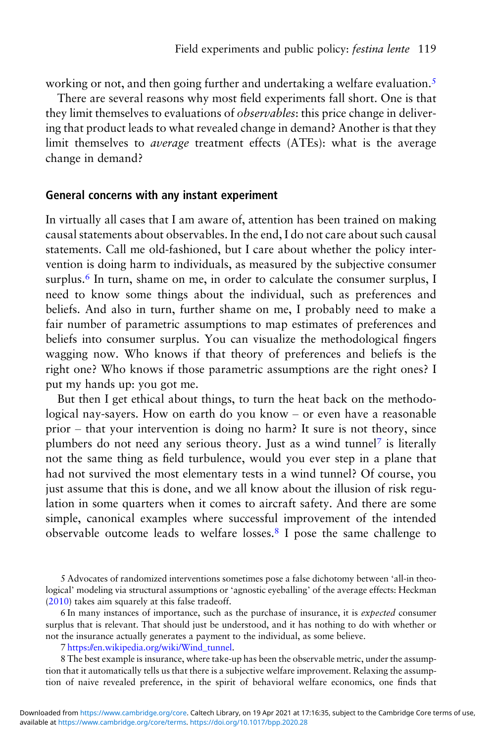working or not, and then going further and undertaking a welfare evaluation.[5]

There are several reasons why most field experiments fall short. One is that they limit themselves to evaluations of *observables*: this price change in delivering that product leads to what revealed change in demand? Another is that they limit themselves to *average* treatment effects (ATEs): what is the average change in demand?

## General concerns with any instant experiment

In virtually all cases that I am aware of, attention has been trained on making causal statements about observables. In the end, I do not care about such causal statements. Call me old-fashioned, but I care about whether the policy intervention is doing harm to individuals, as measured by the subjective consumer surplus.[6] In turn, shame on me, in order to calculate the consumer surplus, I need to know some things about the individual, such as preferences and beliefs. And also in turn, further shame on me, I probably need to make a fair number of parametric assumptions to map estimates of preferences and beliefs into consumer surplus. You can visualize the methodological fingers wagging now. Who knows if that theory of preferences and beliefs is the right one? Who knows if those parametric assumptions are the right ones? I put my hands up: you got me.

But then I get ethical about things, to turn the heat back on the methodological nay-sayers. How on earth do you know – or even have a reasonable prior – that your intervention is doing no harm? It sure is not theory, since plumbers do not need any serious theory. Just as a wind tunnel[7] is literally not the same thing as field turbulence, would you ever step in a plane that had not survived the most elementary tests in a wind tunnel? Of course, you just assume that this is done, and we all know about the illusion of risk regulation in some quarters when it comes to aircraft safety. And there are some simple, canonical examples where successful improvement of the intended observable outcome leads to welfare losses.[8] I pose the same challenge to

5 Advocates of randomized interventions sometimes pose a false dichotomy between 'all-in theological' modeling via structural assumptions or 'agnostic eyeballing' of the average effects: Heckman (2010) takes aim squarely at this false tradeoff.

6 In many instances of importance, such as the purchase of insurance, it is *expected* consumer surplus that is relevant. That should just be understood, and it has nothing to do with whether or not the insurance actually generates a payment to the individual, as some believe.

7 https://en.wikipedia.org/wiki/Wind_tunnel.

8 The best example is insurance, where take-up has been the observable metric, under the assumption that it automatically tells us that there is a subjective welfare improvement. Relaxing the assumption of naive revealed preference, in the spirit of behavioral welfare economics, one finds that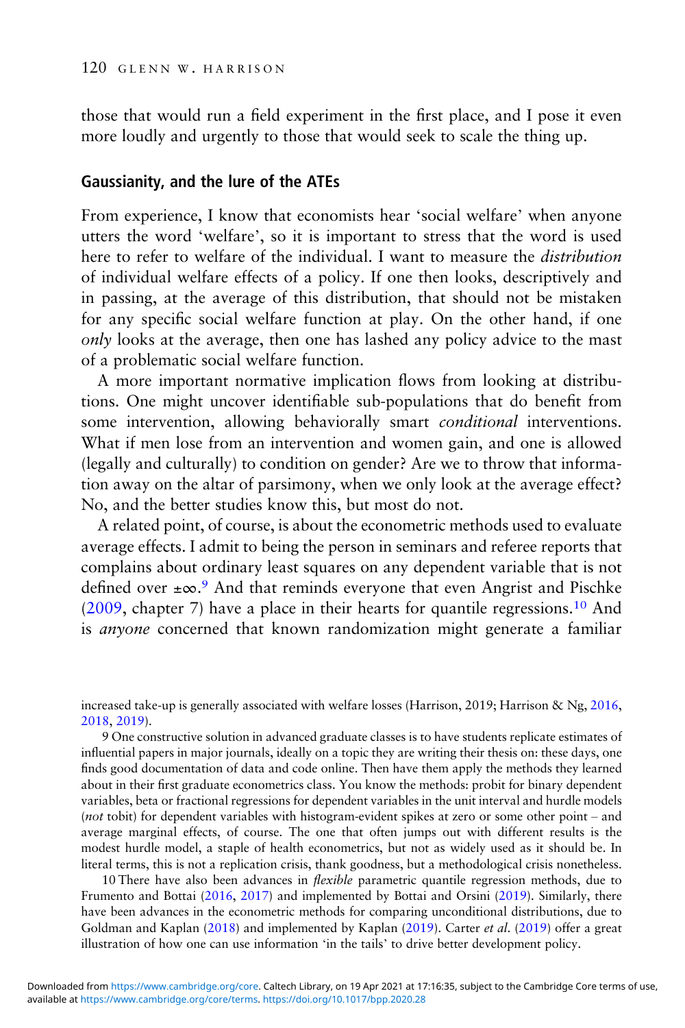those that would run a field experiment in the first place, and I pose it even more loudly and urgently to those that would seek to scale the thing up.

## Gaussianity, and the lure of the ATEs

From experience, I know that economists hear 'social welfare' when anyone utters the word 'welfare', so it is important to stress that the word is used here to refer to welfare of the individual. I want to measure the *distribution* of individual welfare effects of a policy. If one then looks, descriptively and in passing, at the average of this distribution, that should not be mistaken for any specific social welfare function at play. On the other hand, if one *only* looks at the average, then one has lashed any policy advice to the mast of a problematic social welfare function.

A more important normative implication flows from looking at distributions. One might uncover identifiable sub-populations that do benefit from some intervention, allowing behaviorally smart *conditional* interventions. What if men lose from an intervention and women gain, and one is allowed (legally and culturally) to condition on gender? Are we to throw that information away on the altar of parsimony, when we only look at the average effect? No, and the better studies know this, but most do not.

A related point, of course, is about the econometric methods used to evaluate average effects. I admit to being the person in seminars and referee reports that complains about ordinary least squares on any dependent variable that is not defined over $\pm\infty$.[9] And that reminds everyone that even Angrist and Pischke (2009, chapter 7) have a place in their hearts for quantile regressions.[10] And is *anyone* concerned that known randomization might generate a familiar

increased take-up is generally associated with welfare losses (Harrison, 2019; Harrison & Ng, 2016, 2018, 2019).

9 One constructive solution in advanced graduate classes is to have students replicate estimates of influential papers in major journals, ideally on a topic they are writing their thesis on: these days, one finds good documentation of data and code online. Then have them apply the methods they learned about in their first graduate econometrics class. You know the methods: probit for binary dependent variables, beta or fractional regressions for dependent variables in the unit interval and hurdle models (*not* tobit) for dependent variables with histogram-evident spikes at zero or some other point – and average marginal effects, of course. The one that often jumps out with different results is the modest hurdle model, a staple of health econometrics, but not as widely used as it should be. In literal terms, this is not a replication crisis, thank goodness, but a methodological crisis nonetheless.

10 There have also been advances in *flexible* parametric quantile regression methods, due to Frumento and Bottai (2016, 2017) and implemented by Bottai and Orsini (2019). Similarly, there have been advances in the econometric methods for comparing unconditional distributions, due to Goldman and Kaplan (2018) and implemented by Kaplan (2019). Carter *et al.* (2019) offer a great illustration of how one can use information 'in the tails' to drive better development policy.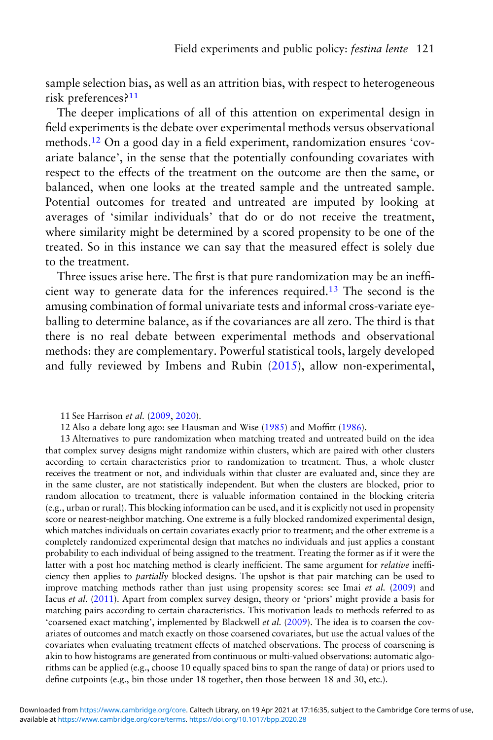sample selection bias, as well as an attrition bias, with respect to heterogeneous risk preferences?[11]

The deeper implications of all of this attention on experimental design in field experiments is the debate over experimental methods versus observational methods.[12] On a good day in a field experiment, randomization ensures 'covariate balance', in the sense that the potentially confounding covariates with respect to the effects of the treatment on the outcome are then the same, or balanced, when one looks at the treated sample and the untreated sample. Potential outcomes for treated and untreated are imputed by looking at averages of 'similar individuals' that do or do not receive the treatment, where similarity might be determined by a scored propensity to be one of the treated. So in this instance we can say that the measured effect is solely due to the treatment.

Three issues arise here. The first is that pure randomization may be an inefficient way to generate data for the inferences required.[13] The second is the amusing combination of formal univariate tests and informal cross-variate eyeballing to determine balance, as if the covariances are all zero. The third is that there is no real debate between experimental methods and observational methods: they are complementary. Powerful statistical tools, largely developed and fully reviewed by Imbens and Rubin (2015), allow non-experimental,

11 See Harrison *et al.* (2009, 2020).

12 Also a debate long ago: see Hausman and Wise (1985) and Moffitt (1986).

13 Alternatives to pure randomization when matching treated and untreated build on the idea that complex survey designs might randomize within clusters, which are paired with other clusters according to certain characteristics prior to randomization to treatment. Thus, a whole cluster receives the treatment or not, and individuals within that cluster are evaluated and, since they are in the same cluster, are not statistically independent. But when the clusters are blocked, prior to random allocation to treatment, there is valuable information contained in the blocking criteria (e.g., urban or rural). This blocking information can be used, and it is explicitly not used in propensity score or nearest-neighbor matching. One extreme is a fully blocked randomized experimental design, which matches individuals on certain covariates exactly prior to treatment; and the other extreme is a completely randomized experimental design that matches no individuals and just applies a constant probability to each individual of being assigned to the treatment. Treating the former as if it were the latter with a post hoc matching method is clearly inefficient. The same argument for *relative* inefficiency then applies to *partially* blocked designs. The upshot is that pair matching can be used to improve matching methods rather than just using propensity scores: see Imai *et al.* (2009) and Iacus *et al.* (2011). Apart from complex survey design, theory or 'priors' might provide a basis for matching pairs according to certain characteristics. This motivation leads to methods referred to as 'coarsened exact matching', implemented by Blackwell *et al.* (2009). The idea is to coarsen the covariates of outcomes and match exactly on those coarsened covariates, but use the actual values of the covariates when evaluating treatment effects of matched observations. The process of coarsening is akin to how histograms are generated from continuous or multi-valued observations: automatic algorithms can be applied (e.g., choose 10 equally spaced bins to span the range of data) or priors used to define cutpoints (e.g., bin those under 18 together, then those between 18 and 30, etc.).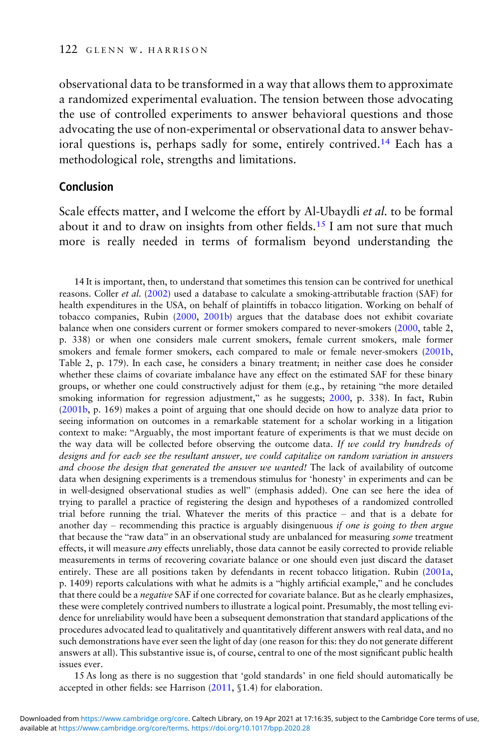observational data to be transformed in a way that allows them to approximate a randomized experimental evaluation. The tension between those advocating the use of controlled experiments to answer behavioral questions and those advocating the use of non-experimental or observational data to answer behavioral questions is, perhaps sadly for some, entirely contrived.[14] Each has a methodological role, strengths and limitations.

## Conclusion

Scale effects matter, and I welcome the effort by Al-Ubaydli *et al.* to be formal about it and to draw on insights from other fields.[15] I am not sure that much more is really needed in terms of formalism beyond understanding the

14 It is important, then, to understand that sometimes this tension can be contrived for unethical reasons. Coller *et al.* (2002) used a database to calculate a smoking-attributable fraction (SAF) for health expenditures in the USA, on behalf of plaintiffs in tobacco litigation. Working on behalf of tobacco companies, Rubin (2000, 2001b) argues that the database does not exhibit covariate balance when one considers current or former smokers compared to never-smokers (2000, table 2, p. 338) or when one considers male current smokers, female current smokers, male former smokers and female former smokers, each compared to male or female never-smokers (2001b, Table 2, p. 179). In each case, he considers a binary treatment; in neither case does he consider whether these claims of covariate imbalance have any effect on the estimated SAF for these binary groups, or whether one could constructively adjust for them (e.g., by retaining "the more detailed smoking information for regression adjustment," as he suggests; 2000, p. 338). In fact, Rubin (2001b, p. 169) makes a point of arguing that one should decide on how to analyze data prior to seeing information on outcomes in a remarkable statement for a scholar working in a litigation context to make: "Arguably, the most important feature of experiments is that we must decide on the way data will be collected before observing the outcome data. *If we could try hundreds of designs and for each see the resultant answer, we could capitalize on random variation in answers and choose the design that generated the answer we wanted!* The lack of availability of outcome data when designing experiments is a tremendous stimulus for 'honesty' in experiments and can be in well-designed observational studies as well" (emphasis added). One can see here the idea of trying to parallel a practice of registering the design and hypotheses of a randomized controlled trial before running the trial. Whatever the merits of this practice – and that is a debate for another day – recommending this practice is arguably disingenuous *if one is going to then argue* that because the "raw data" in an observational study are unbalanced for measuring *some* treatment effects, it will measure *any* effects unreliably, those data cannot be easily corrected to provide reliable measurements in terms of recovering covariate balance or one should even just discard the dataset entirely. These are all positions taken by defendants in recent tobacco litigation. Rubin (2001a, p. 1409) reports calculations with what he admits is a "highly artificial example," and he concludes that there could be a *negative* SAF if one corrected for covariate balance. But as he clearly emphasizes, these were completely contrived numbers to illustrate a logical point. Presumably, the most telling evidence for unreliability would have been a subsequent demonstration that standard applications of the procedures advocated lead to qualitatively and quantitatively different answers with real data, and no such demonstrations have ever seen the light of day (one reason for this: they do not generate different answers at all). This substantive issue is, of course, central to one of the most significant public health issues ever.

15 As long as there is no suggestion that 'gold standards' in one field should automatically be accepted in other fields: see Harrison (2011, §1.4) for elaboration.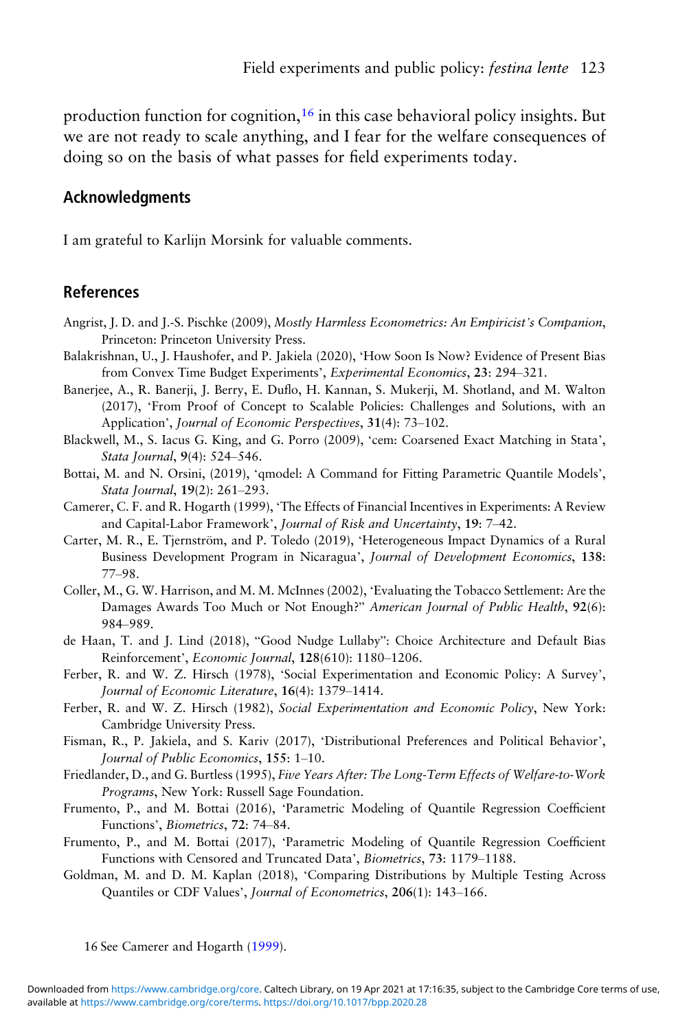production function for cognition,[16] in this case behavioral policy insights. But we are not ready to scale anything, and I fear for the welfare consequences of doing so on the basis of what passes for field experiments today.

## Acknowledgments

I am grateful to Karlijn Morsink for valuable comments.

## References

Angrist, J. D. and J.-S. Pischke (2009), *Mostly Harmless Econometrics: An Empiricist's Companion*, Princeton: Princeton University Press.

Balakrishnan, U., J. Haushofer, and P. Jakiela (2020), 'How Soon Is Now? Evidence of Present Bias from Convex Time Budget Experiments', *Experimental Economics*, **23**: 294–321.

Banerjee, A., R. Banerji, J. Berry, E. Duflo, H. Kannan, S. Mukerji, M. Shotland, and M. Walton (2017), 'From Proof of Concept to Scalable Policies: Challenges and Solutions, with an Application', *Journal of Economic Perspectives*, **31**(4): 73–102.

Blackwell, M., S. Iacus G. King, and G. Porro (2009), 'cem: Coarsened Exact Matching in Stata', *Stata Journal*, **9**(4): 524–546.

Bottai, M. and N. Orsini, (2019), 'qmodel: A Command for Fitting Parametric Quantile Models', *Stata Journal*, **19**(2): 261–293.

Camerer, C. F. and R. Hogarth (1999), 'The Effects of Financial Incentives in Experiments: A Review and Capital-Labor Framework', *Journal of Risk and Uncertainty*, **19**: 7–42.

Carter, M. R., E. Tjernström, and P. Toledo (2019), 'Heterogeneous Impact Dynamics of a Rural Business Development Program in Nicaragua', *Journal of Development Economics*, **138**: 77–98.

Coller, M., G. W. Harrison, and M. M. McInnes (2002), 'Evaluating the Tobacco Settlement: Are the Damages Awards Too Much or Not Enough?" *American Journal of Public Health*, **92**(6): 984–989.

de Haan, T. and J. Lind (2018), "Good Nudge Lullaby": Choice Architecture and Default Bias Reinforcement', *Economic Journal*, **128**(610): 1180–1206.

Ferber, R. and W. Z. Hirsch (1978), 'Social Experimentation and Economic Policy: A Survey', *Journal of Economic Literature*, **16**(4): 1379–1414.

Ferber, R. and W. Z. Hirsch (1982), *Social Experimentation and Economic Policy*, New York: Cambridge University Press.

Fisman, R., P. Jakiela, and S. Kariv (2017), 'Distributional Preferences and Political Behavior', *Journal of Public Economics*, **155**: 1–10.

Friedlander, D., and G. Burtless (1995), *Five Years After: The Long-Term Effects of Welfare-to-Work Programs*, New York: Russell Sage Foundation.

Frumento, P., and M. Bottai (2016), 'Parametric Modeling of Quantile Regression Coefficient Functions', *Biometrics*, **72**: 74–84.

Frumento, P., and M. Bottai (2017), 'Parametric Modeling of Quantile Regression Coefficient Functions with Censored and Truncated Data', *Biometrics*, **73**: 1179–1188.

Goldman, M. and D. M. Kaplan (2018), 'Comparing Distributions by Multiple Testing Across Quantiles or CDF Values', *Journal of Econometrics*, **206**(1): 143–166.

16 See Camerer and Hogarth (1999).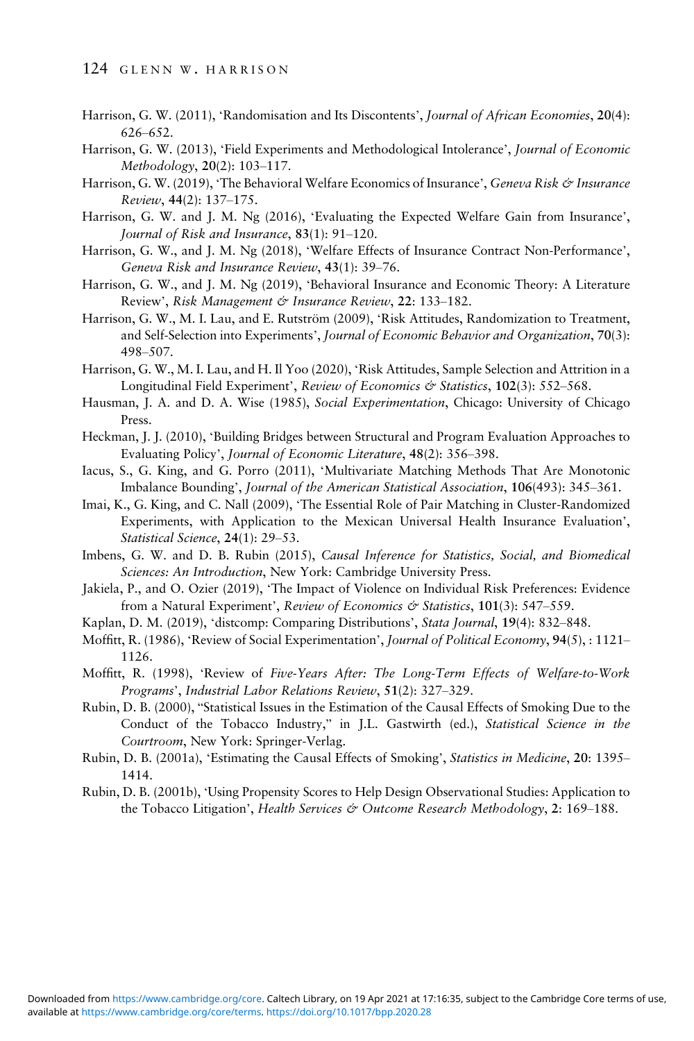Harrison, G. W. (2011), 'Randomisation and Its Discontents', *Journal of African Economies*, **20**(4): 626–652.

Harrison, G. W. (2013), 'Field Experiments and Methodological Intolerance', *Journal of Economic Methodology*, **20**(2): 103–117.

Harrison, G. W. (2019), 'The Behavioral Welfare Economics of Insurance', *Geneva Risk & Insurance Review*, **44**(2): 137–175.

Harrison, G. W. and J. M. Ng (2016), 'Evaluating the Expected Welfare Gain from Insurance', *Journal of Risk and Insurance*, **83**(1): 91–120.

Harrison, G. W., and J. M. Ng (2018), 'Welfare Effects of Insurance Contract Non-Performance', *Geneva Risk and Insurance Review*, **43**(1): 39–76.

Harrison, G. W., and J. M. Ng (2019), 'Behavioral Insurance and Economic Theory: A Literature Review', *Risk Management & Insurance Review*, **22**: 133–182.

Harrison, G. W., M. I. Lau, and E. Rutström (2009), 'Risk Attitudes, Randomization to Treatment, and Self-Selection into Experiments', *Journal of Economic Behavior and Organization*, **70**(3): 498–507.

Harrison, G. W., M. I. Lau, and H. Il Yoo (2020), 'Risk Attitudes, Sample Selection and Attrition in a Longitudinal Field Experiment', *Review of Economics & Statistics*, **102**(3): 552–568.

Hausman, J. A. and D. A. Wise (1985), *Social Experimentation*, Chicago: University of Chicago Press.

Heckman, J. J. (2010), 'Building Bridges between Structural and Program Evaluation Approaches to Evaluating Policy', *Journal of Economic Literature*, **48**(2): 356–398.

Iacus, S., G. King, and G. Porro (2011), 'Multivariate Matching Methods That Are Monotonic Imbalance Bounding', *Journal of the American Statistical Association*, **106**(493): 345–361.

Imai, K., G. King, and C. Nall (2009), 'The Essential Role of Pair Matching in Cluster-Randomized Experiments, with Application to the Mexican Universal Health Insurance Evaluation', *Statistical Science*, **24**(1): 29–53.

Imbens, G. W. and D. B. Rubin (2015), *Causal Inference for Statistics, Social, and Biomedical Sciences: An Introduction*, New York: Cambridge University Press.

Jakiela, P., and O. Ozier (2019), 'The Impact of Violence on Individual Risk Preferences: Evidence from a Natural Experiment', *Review of Economics & Statistics*, **101**(3): 547–559.

Kaplan, D. M. (2019), 'distcomp: Comparing Distributions', *Stata Journal*, **19**(4): 832–848.

Moffitt, R. (1986), 'Review of Social Experimentation', *Journal of Political Economy*, **94**(5), : 1121–1126.

Moffitt, R. (1998), 'Review of *Five-Years After: The Long-Term Effects of Welfare-to-Work Programs*', *Industrial Labor Relations Review*, **51**(2): 327–329.

Rubin, D. B. (2000), "Statistical Issues in the Estimation of the Causal Effects of Smoking Due to the Conduct of the Tobacco Industry," in J.L. Gastwirth (ed.), *Statistical Science in the Courtroom*, New York: Springer-Verlag.

Rubin, D. B. (2001a), 'Estimating the Causal Effects of Smoking', *Statistics in Medicine*, **20**: 1395–1414.

Rubin, D. B. (2001b), 'Using Propensity Scores to Help Design Observational Studies: Application to the Tobacco Litigation', *Health Services & Outcome Research Methodology*, **2**: 169–188.